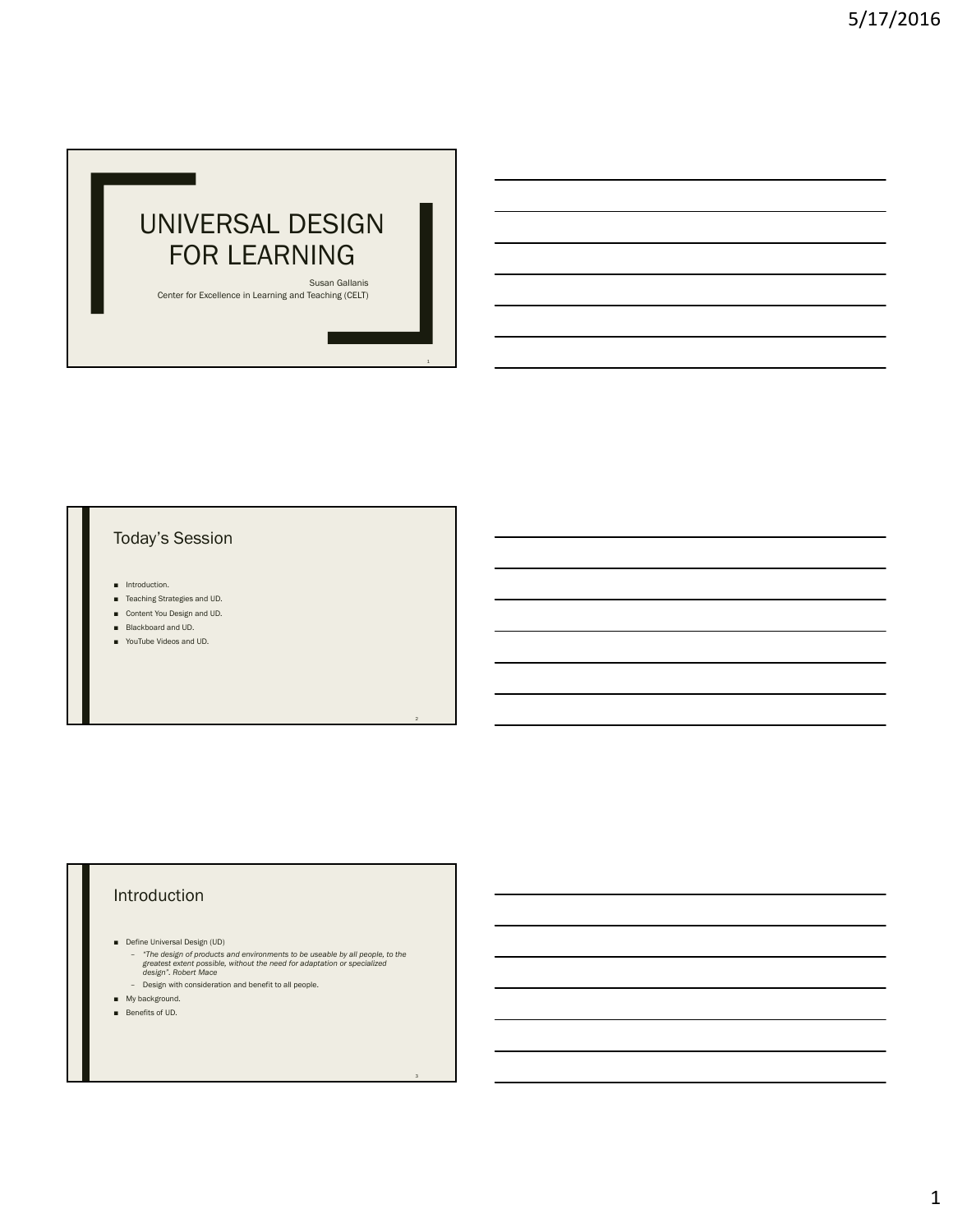# UNIVERSAL DESIGN FOR LEARNING

Susan Gallanis
Center for Excellence in Learning and Teaching (CELT)

## Today's Session

- Introduction.
- Teaching Strategies and UD.
- Content You Design and UD.
- Blackboard and UD.
- YouTube Videos and UD.

## Introduction

- Define Universal Design (UD)
  - *"The design of products and environments to be useable by all people, to the greatest extent possible, without the need for adaptation or specialized design". Robert Mace*
  - Design with consideration and benefit to all people.
- My background.
- Benefits of UD.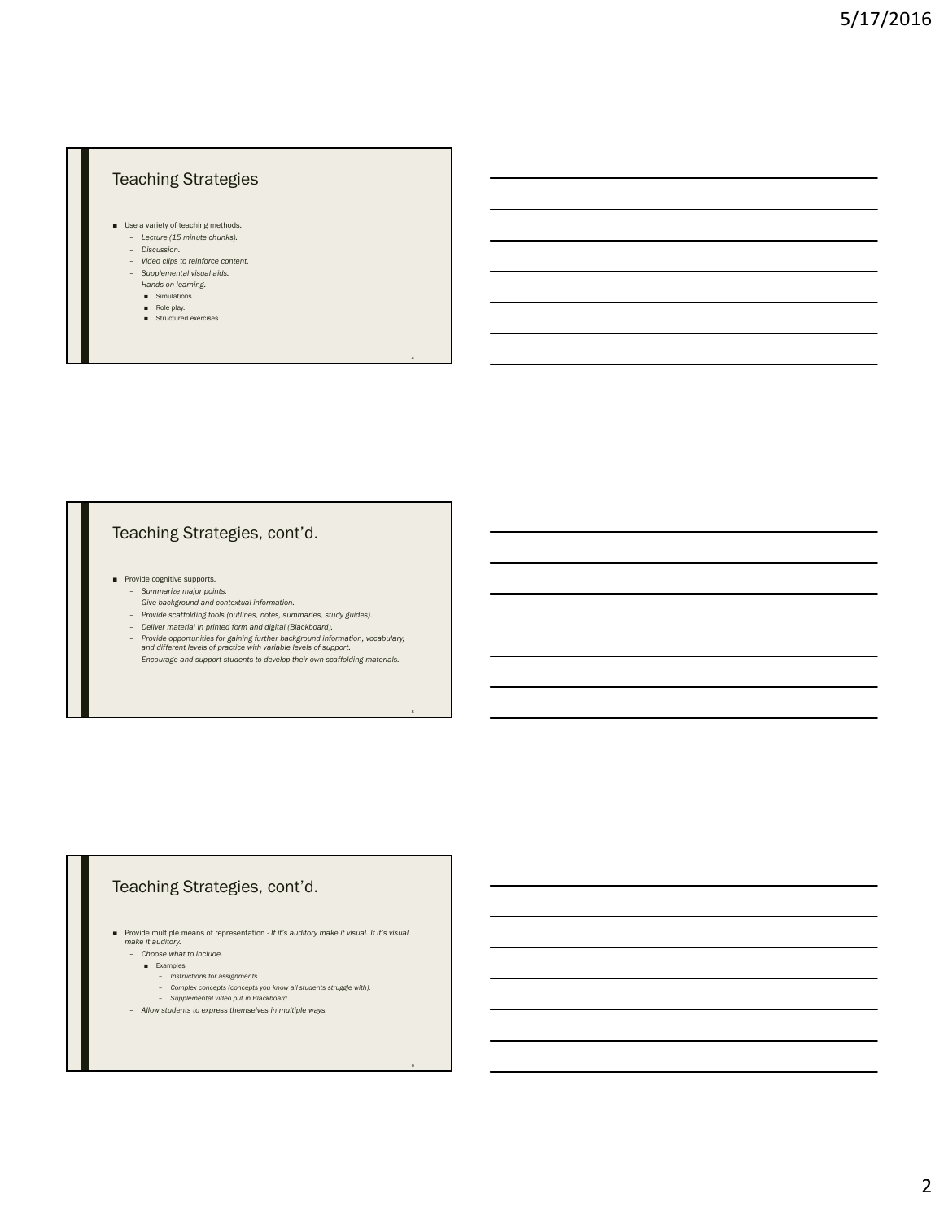## Teaching Strategies

- Use a variety of teaching methods.
  - *Lecture (15 minute chunks).*
  - *Discussion.*
  - *Video clips to reinforce content.*
  - *Supplemental visual aids.*
  - *Hands-on learning.*
    - Simulations.
    - Role play.
    - Structured exercises.

## Teaching Strategies, cont'd.

- Provide cognitive supports.
  - *Summarize major points.*
  - *Give background and contextual information.*
  - *Provide scaffolding tools (outlines, notes, summaries, study guides).*
  - *Deliver material in printed form and digital (Blackboard).*
  - *Provide opportunities for gaining further background information, vocabulary, and different levels of practice with variable levels of support.*
  - *Encourage and support students to develop their own scaffolding materials.*

## Teaching Strategies, cont'd.

- Provide multiple means of representation - *If it's auditory make it visual. If it's visual make it auditory.*
  - *Choose what to include.*
    - Examples
      - *Instructions for assignments.*
      - *Complex concepts (concepts you know all students struggle with).*
      - *Supplemental video put in Blackboard.*
  - *Allow students to express themselves in multiple ways.*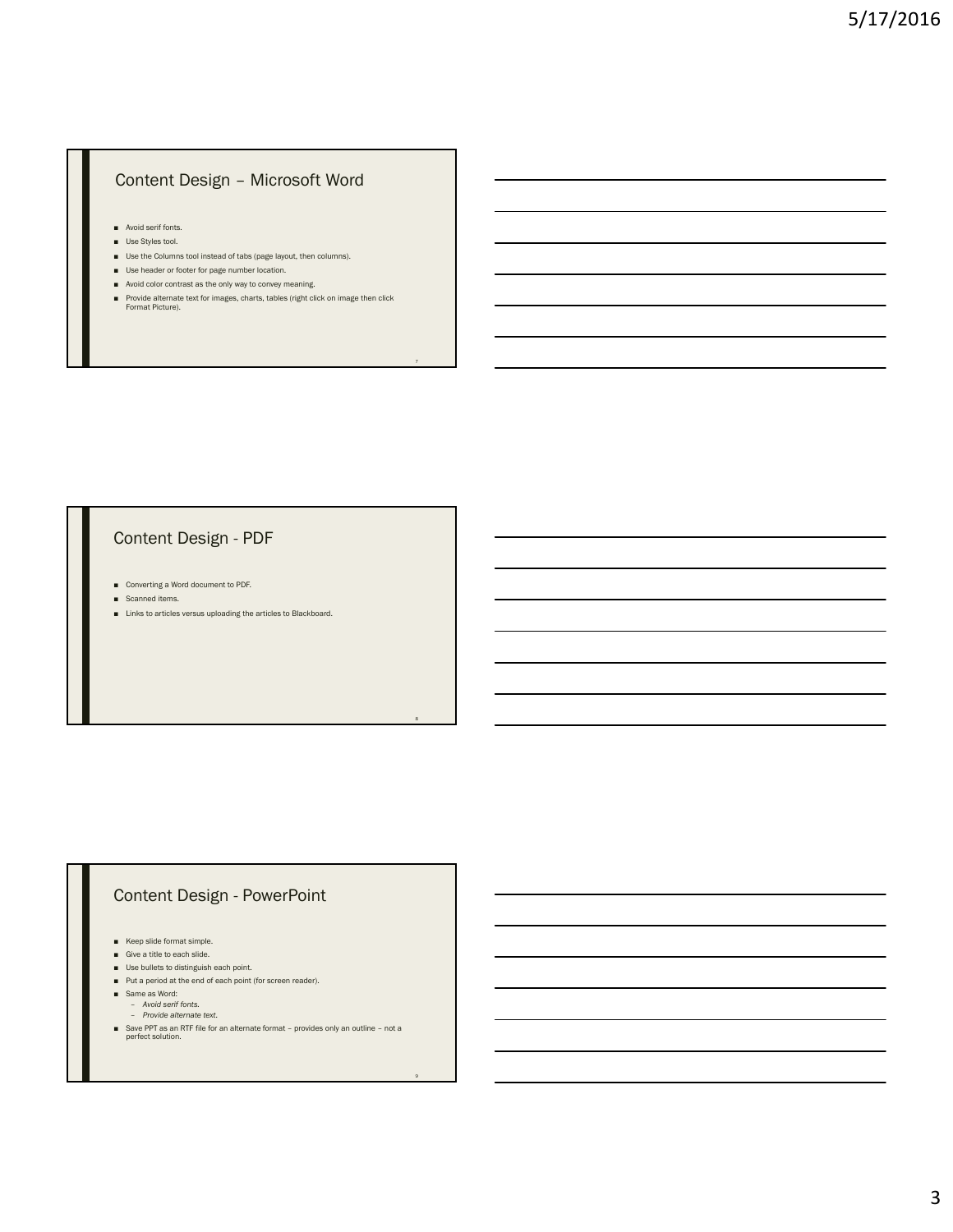## Content Design – Microsoft Word

- Avoid serif fonts.
- Use Styles tool.
- Use the Columns tool instead of tabs (page layout, then columns).
- Use header or footer for page number location.
- Avoid color contrast as the only way to convey meaning.
- Provide alternate text for images, charts, tables (right click on image then click Format Picture).

## Content Design - PDF

- Converting a Word document to PDF.
- Scanned items.
- Links to articles versus uploading the articles to Blackboard.

## Content Design - PowerPoint

- Keep slide format simple.
- Give a title to each slide.
- Use bullets to distinguish each point.
- Put a period at the end of each point (for screen reader).
- Same as Word:
  - *Avoid serif fonts.*
  - *Provide alternate text.*
- Save PPT as an RTF file for an alternate format – provides only an outline – not a perfect solution.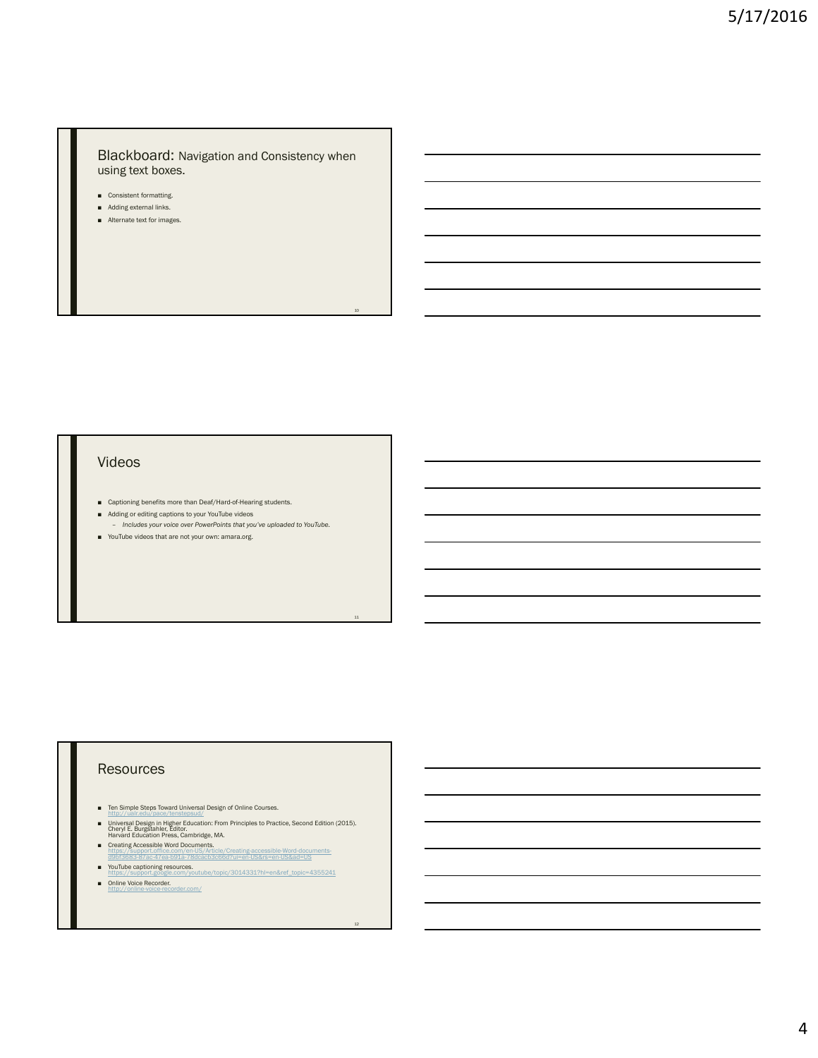## Blackboard: Navigation and Consistency when using text boxes.

- Consistent formatting.
- Adding external links.
- Alternate text for images.

## Videos

- Captioning benefits more than Deaf/Hard-of-Hearing students.
- Adding or editing captions to your YouTube videos
  - *Includes your voice over PowerPoints that you've uploaded to YouTube.*
- YouTube videos that are not your own: amara.org.

## Resources

- Ten Simple Steps Toward Universal Design of Online Courses.
  http://ualr.edu/pace/tenstepsud/
- Universal Design in Higher Education: From Principles to Practice, Second Edition (2015).
  Cheryl E. Burgstahler, Editor.
  Harvard Education Press, Cambridge, MA.
- Creating Accessible Word Documents.
  https://support.office.com/en-US/Article/Creating-accessible-Word-documents-d9bf3683-87ac-47ea-b91a-78dcacb3c66d?ui=en-US&rs=en-US&ad=US
- YouTube captioning resources.
  https://support.google.com/youtube/topic/3014331?hl=en&ref_topic=4355241
- Online Voice Recorder.
  http://online-voice-recorder.com/